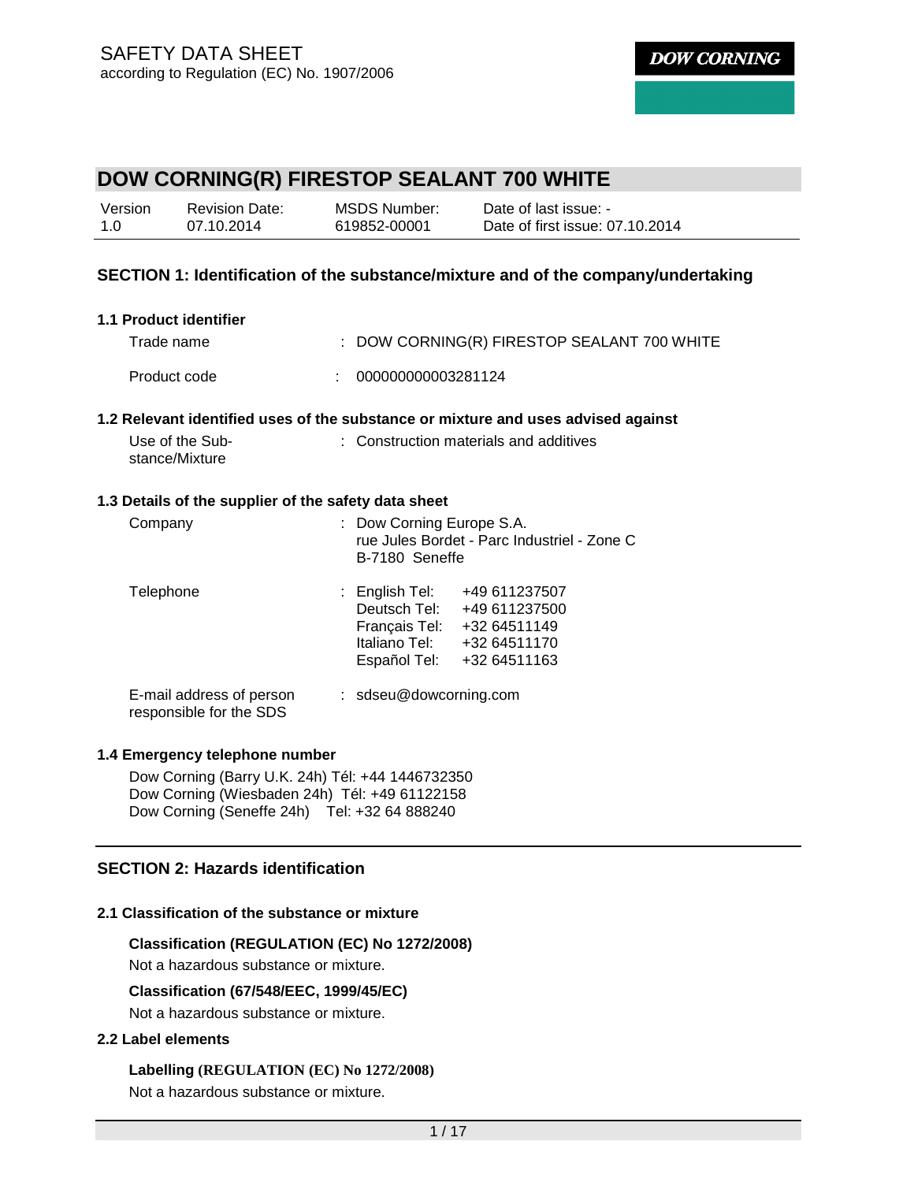SAFETY DATA SHEET
according to Regulation (EC) No. 1907/2006

**DOW CORNING**

# DOW CORNING(R) FIRESTOP SEALANT 700 WHITE

| Version | Revision Date: | MSDS Number: | Date of last issue: - |
|---|---|---|---|
| 1.0 | 07.10.2014 | 619852-00001 | Date of first issue: 07.10.2014 |

## SECTION 1: Identification of the substance/mixture and of the company/undertaking

### 1.1 Product identifier

Trade name : DOW CORNING(R) FIRESTOP SEALANT 700 WHITE

Product code : 000000000003281124

### 1.2 Relevant identified uses of the substance or mixture and uses advised against

Use of the Substance/Mixture : Construction materials and additives

### 1.3 Details of the supplier of the safety data sheet

Company : Dow Corning Europe S.A.
rue Jules Bordet - Parc Industriel - Zone C
B-7180 Seneffe

Telephone :

| | |
|---|---|
| English Tel: | +49 611237507 |
| Deutsch Tel: | +49 611237500 |
| Français Tel: | +32 64511149 |
| Italiano Tel: | +32 64511170 |
| Español Tel: | +32 64511163 |

E-mail address of person responsible for the SDS : sdseu@dowcorning.com

### 1.4 Emergency telephone number

Dow Corning (Barry U.K. 24h) Tél: +44 1446732350
Dow Corning (Wiesbaden 24h) Tél: +49 61122158
Dow Corning (Seneffe 24h) Tel: +32 64 888240

## SECTION 2: Hazards identification

### 2.1 Classification of the substance or mixture

**Classification (REGULATION (EC) No 1272/2008)**

Not a hazardous substance or mixture.

**Classification (67/548/EEC, 1999/45/EC)**

Not a hazardous substance or mixture.

### 2.2 Label elements

**Labelling (REGULATION (EC) No 1272/2008)**

Not a hazardous substance or mixture.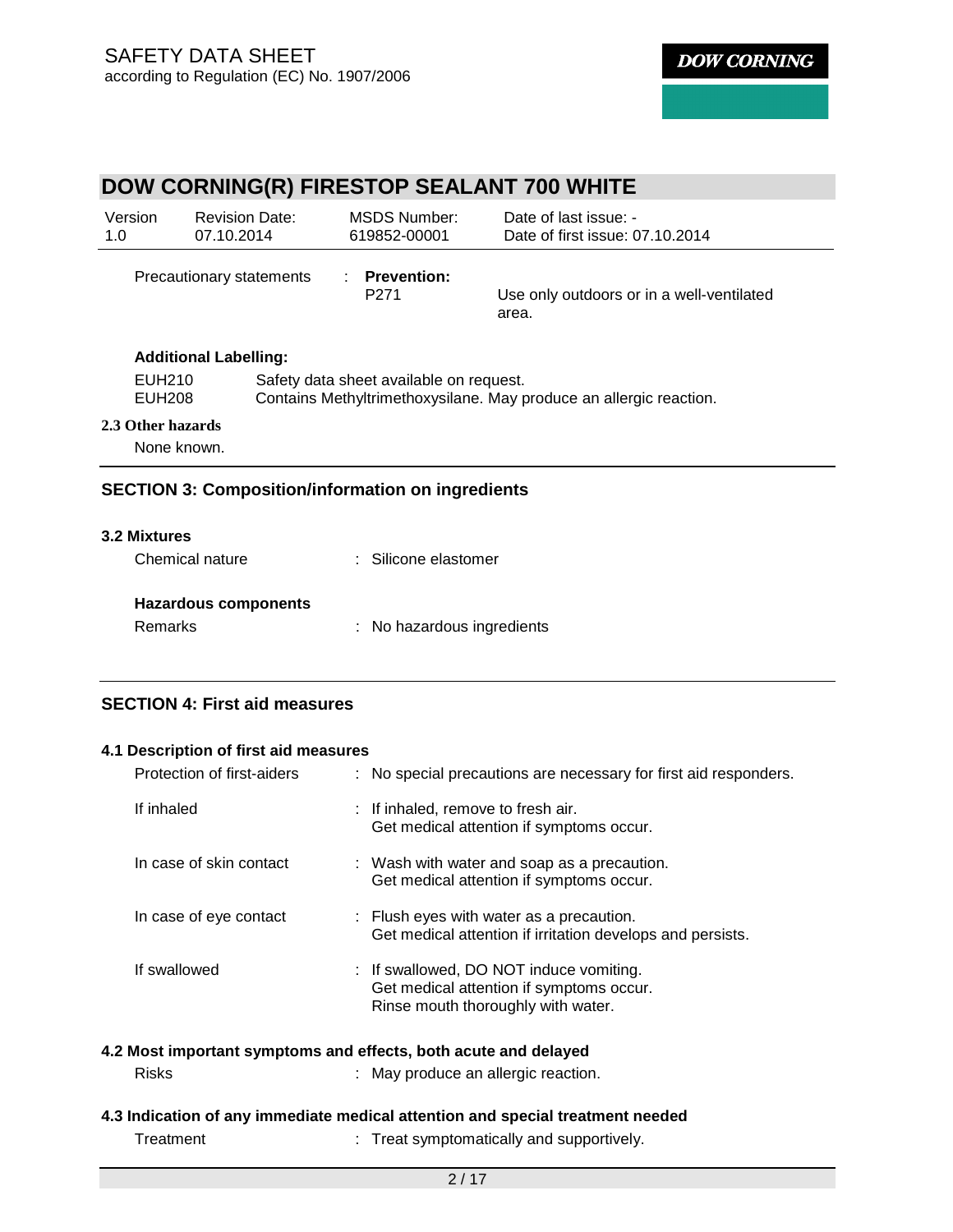Precautionary statements : **Prevention:**

P271 Use only outdoors or in a well-ventilated area.

**Additional Labelling:**

EUH210 Safety data sheet available on request.
EUH208 Contains Methyltrimethoxysilane. May produce an allergic reaction.

### 2.3 Other hazards

None known.

## SECTION 3: Composition/information on ingredients

### 3.2 Mixtures

Chemical nature : Silicone elastomer

**Hazardous components**

Remarks : No hazardous ingredients

## SECTION 4: First aid measures

### 4.1 Description of first aid measures

Protection of first-aiders : No special precautions are necessary for first aid responders.

If inhaled : If inhaled, remove to fresh air.
Get medical attention if symptoms occur.

In case of skin contact : Wash with water and soap as a precaution.
Get medical attention if symptoms occur.

In case of eye contact : Flush eyes with water as a precaution.
Get medical attention if irritation develops and persists.

If swallowed : If swallowed, DO NOT induce vomiting.
Get medical attention if symptoms occur.
Rinse mouth thoroughly with water.

### 4.2 Most important symptoms and effects, both acute and delayed

Risks : May produce an allergic reaction.

### 4.3 Indication of any immediate medical attention and special treatment needed

Treatment : Treat symptomatically and supportively.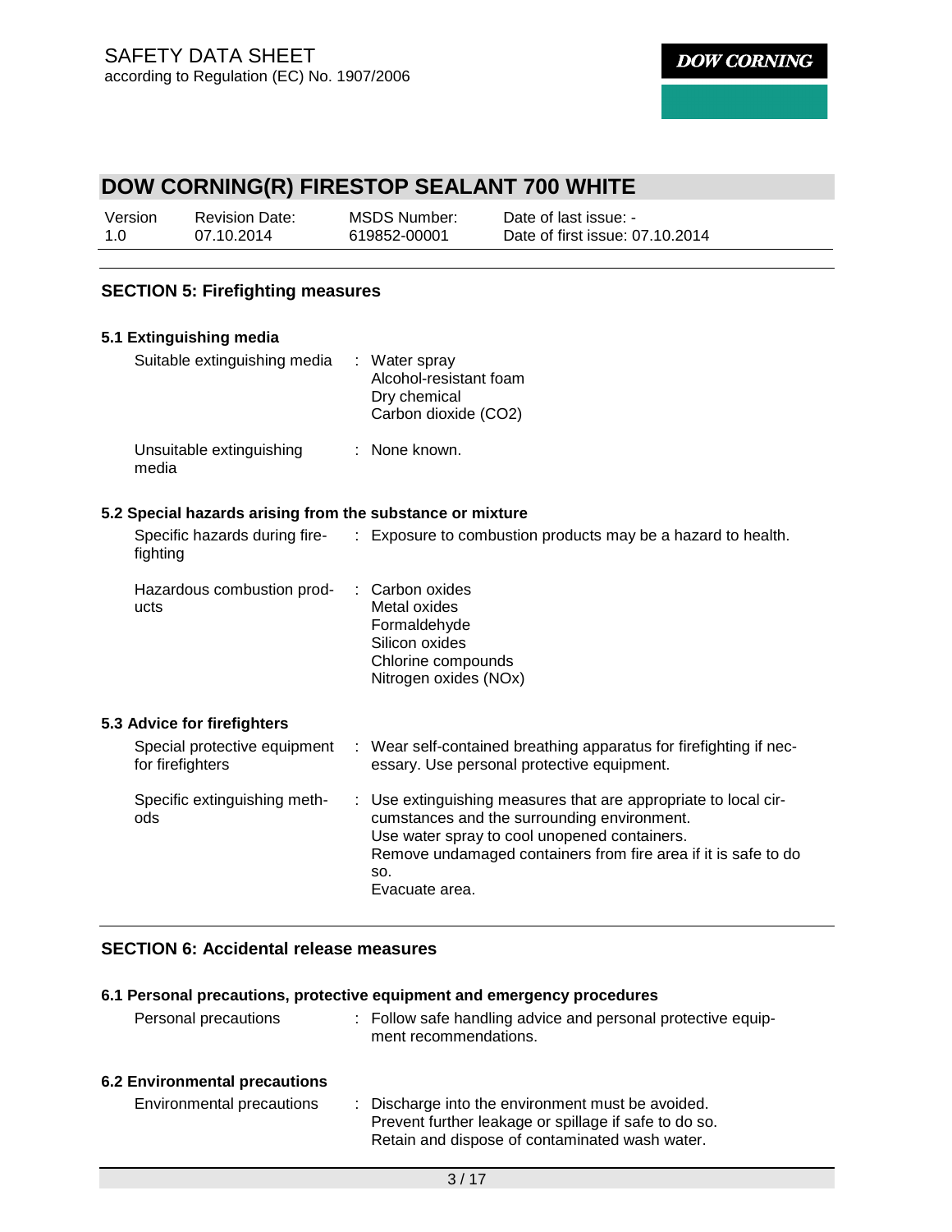## SECTION 5: Firefighting measures

### 5.1 Extinguishing media

| | |
|---|---|
| Suitable extinguishing media | : Water spray<br>Alcohol-resistant foam<br>Dry chemical<br>Carbon dioxide ($CO_2$) |
| Unsuitable extinguishing media | : None known. |

### 5.2 Special hazards arising from the substance or mixture

| | |
|---|---|
| Specific hazards during firefighting | : Exposure to combustion products may be a hazard to health. |
| Hazardous combustion products | : Carbon oxides<br>Metal oxides<br>Formaldehyde<br>Silicon oxides<br>Chlorine compounds<br>Nitrogen oxides (NOx) |

### 5.3 Advice for firefighters

| | |
|---|---|
| Special protective equipment for firefighters | : Wear self-contained breathing apparatus for firefighting if necessary. Use personal protective equipment. |
| Specific extinguishing methods | : Use extinguishing measures that are appropriate to local circumstances and the surrounding environment.<br>Use water spray to cool unopened containers.<br>Remove undamaged containers from fire area if it is safe to do so.<br>Evacuate area. |

## SECTION 6: Accidental release measures

### 6.1 Personal precautions, protective equipment and emergency procedures

| | |
|---|---|
| Personal precautions | : Follow safe handling advice and personal protective equipment recommendations. |

### 6.2 Environmental precautions

| | |
|---|---|
| Environmental precautions | : Discharge into the environment must be avoided.<br>Prevent further leakage or spillage if safe to do so.<br>Retain and dispose of contaminated wash water. |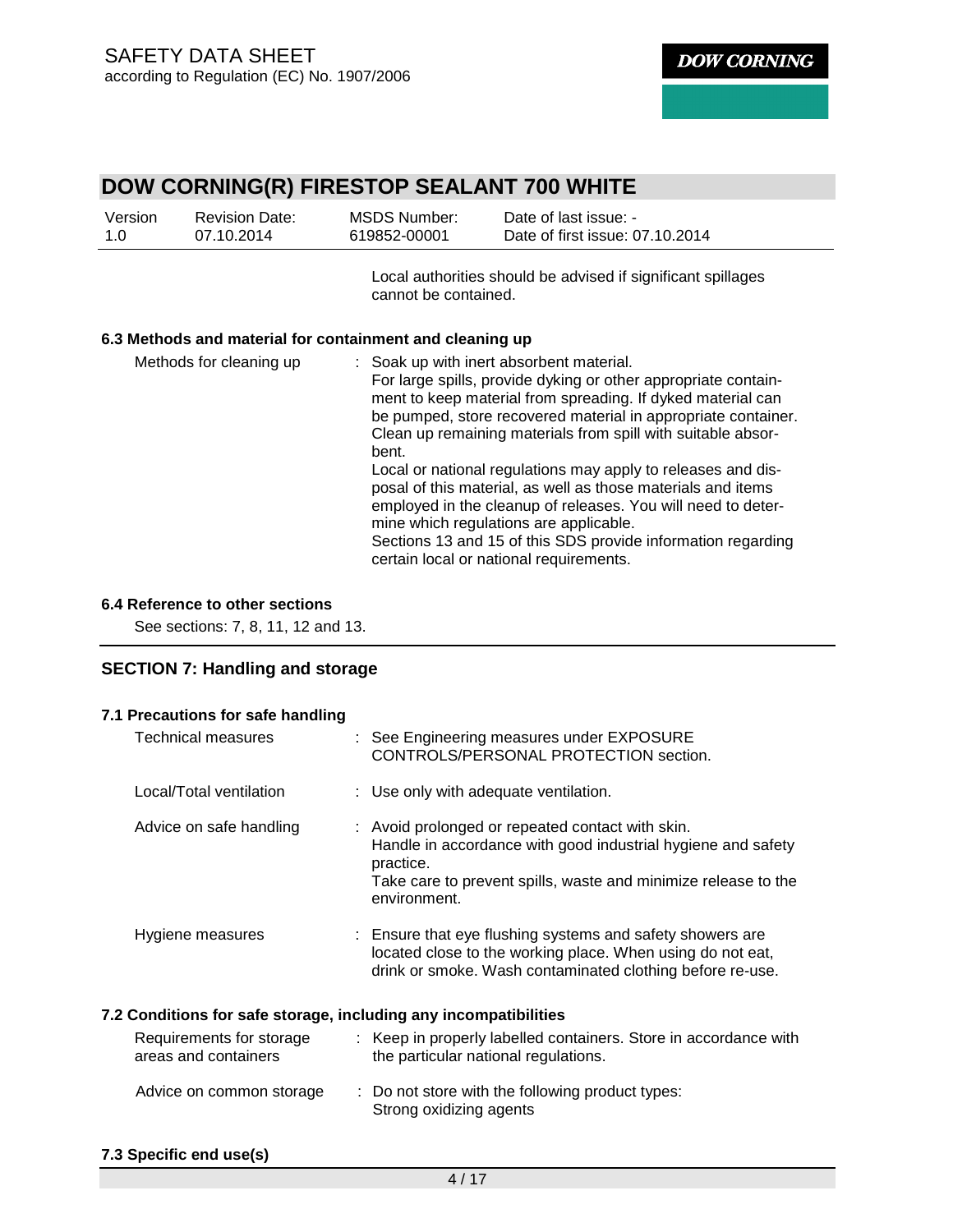Local authorities should be advised if significant spillages cannot be contained.

### 6.3 Methods and material for containment and cleaning up

| | |
|---|---|
| Methods for cleaning up | : Soak up with inert absorbent material. For large spills, provide dyking or other appropriate containment to keep material from spreading. If dyked material can be pumped, store recovered material in appropriate container. Clean up remaining materials from spill with suitable absorbent. Local or national regulations may apply to releases and disposal of this material, as well as those materials and items employed in the cleanup of releases. You will need to determine which regulations are applicable. Sections 13 and 15 of this SDS provide information regarding certain local or national requirements. |

### 6.4 Reference to other sections

See sections: 7, 8, 11, 12 and 13.

## SECTION 7: Handling and storage

### 7.1 Precautions for safe handling

| | |
|---|---|
| Technical measures | : See Engineering measures under EXPOSURE CONTROLS/PERSONAL PROTECTION section. |
| Local/Total ventilation | : Use only with adequate ventilation. |
| Advice on safe handling | : Avoid prolonged or repeated contact with skin. Handle in accordance with good industrial hygiene and safety practice. Take care to prevent spills, waste and minimize release to the environment. |
| Hygiene measures | : Ensure that eye flushing systems and safety showers are located close to the working place. When using do not eat, drink or smoke. Wash contaminated clothing before re-use. |

### 7.2 Conditions for safe storage, including any incompatibilities

| | |
|---|---|
| Requirements for storage areas and containers | : Keep in properly labelled containers. Store in accordance with the particular national regulations. |
| Advice on common storage | : Do not store with the following product types: Strong oxidizing agents |

### 7.3 Specific end use(s)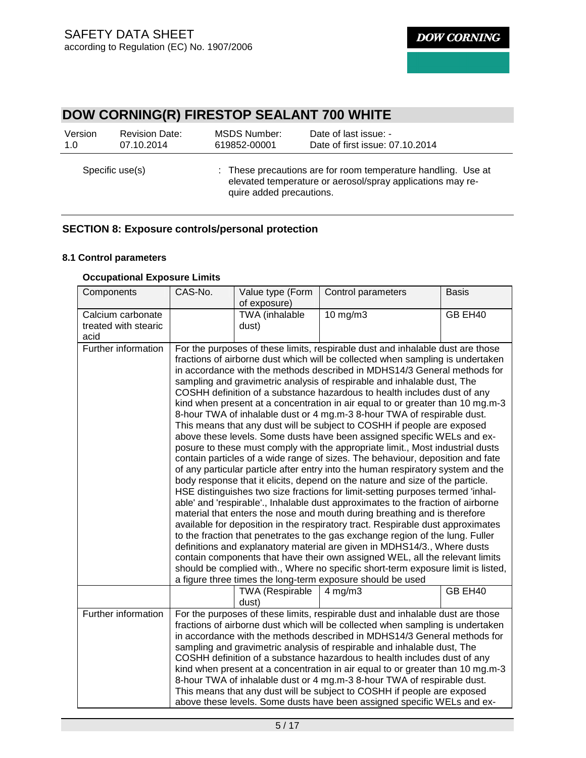# DOW CORNING(R) FIRESTOP SEALANT 700 WHITE

| Version | Revision Date: | MSDS Number: | Date of last issue: - |
|---|---|---|---|
| 1.0 | 07.10.2014 | 619852-00001 | Date of first issue: 07.10.2014 |

Specific use(s) : These precautions are for room temperature handling. Use at elevated temperature or aerosol/spray applications may require added precautions.

## SECTION 8: Exposure controls/personal protection

### 8.1 Control parameters

**Occupational Exposure Limits**

| Components | CAS-No. | Value type (Form of exposure) | Control parameters | Basis |
|---|---|---|---|---|
| Calcium carbonate treated with stearic acid | | TWA (inhalable dust) | 10 mg/m3 | GB EH40 |
| Further information | For the purposes of these limits, respirable dust and inhalable dust are those fractions of airborne dust which will be collected when sampling is undertaken in accordance with the methods described in MDHS14/3 General methods for sampling and gravimetric analysis of respirable and inhalable dust, The COSHH definition of a substance hazardous to health includes dust of any kind when present at a concentration in air equal to or greater than 10 mg.m-3 8-hour TWA of inhalable dust or 4 mg.m-3 8-hour TWA of respirable dust. This means that any dust will be subject to COSHH if people are exposed above these levels. Some dusts have been assigned specific WELs and exposure to these must comply with the appropriate limit., Most industrial dusts contain particles of a wide range of sizes. The behaviour, deposition and fate of any particular particle after entry into the human respiratory system and the body response that it elicits, depend on the nature and size of the particle. HSE distinguishes two size fractions for limit-setting purposes termed 'inhalable' and 'respirable'., Inhalable dust approximates to the fraction of airborne material that enters the nose and mouth during breathing and is therefore available for deposition in the respiratory tract. Respirable dust approximates to the fraction that penetrates to the gas exchange region of the lung. Fuller definitions and explanatory material are given in MDHS14/3., Where dusts contain components that have their own assigned WEL, all the relevant limits should be complied with., Where no specific short-term exposure limit is listed, a figure three times the long-term exposure should be used | | | |
| | | TWA (Respirable dust) | 4 mg/m3 | GB EH40 |
| Further information | For the purposes of these limits, respirable dust and inhalable dust are those fractions of airborne dust which will be collected when sampling is undertaken in accordance with the methods described in MDHS14/3 General methods for sampling and gravimetric analysis of respirable and inhalable dust, The COSHH definition of a substance hazardous to health includes dust of any kind when present at a concentration in air equal to or greater than 10 mg.m-3 8-hour TWA of inhalable dust or 4 mg.m-3 8-hour TWA of respirable dust. This means that any dust will be subject to COSHH if people are exposed above these levels. Some dusts have been assigned specific WELs and ex- | | | |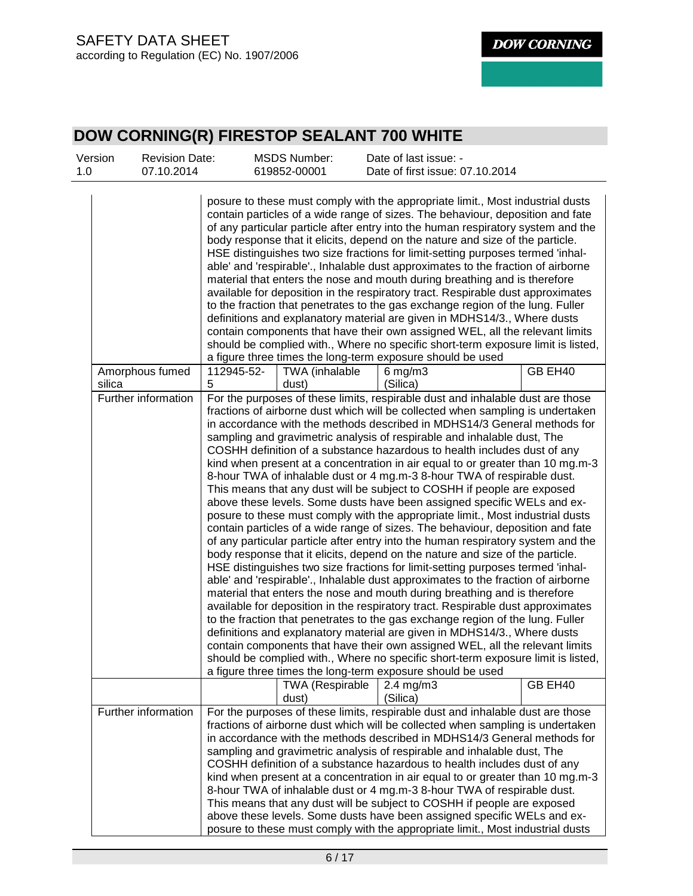# DOW CORNING(R) FIRESTOP SEALANT 700 WHITE

| Version | Revision Date: | MSDS Number: | Date of last issue: - |
|---|---|---|---|
| 1.0 | 07.10.2014 | 619852-00001 | Date of first issue: 07.10.2014 |

| | | | | |
|---|---|---|---|---|
| | posure to these must comply with the appropriate limit., Most industrial dusts contain particles of a wide range of sizes. The behaviour, deposition and fate of any particular particle after entry into the human respiratory system and the body response that it elicits, depend on the nature and size of the particle. HSE distinguishes two size fractions for limit-setting purposes termed 'inhalable' and 'respirable'., Inhalable dust approximates to the fraction of airborne material that enters the nose and mouth during breathing and is therefore available for deposition in the respiratory tract. Respirable dust approximates to the fraction that penetrates to the gas exchange region of the lung. Fuller definitions and explanatory material are given in MDHS14/3., Where dusts contain components that have their own assigned WEL, all the relevant limits should be complied with., Where no specific short-term exposure limit is listed, a figure three times the long-term exposure should be used | | | |
| Amorphous fumed silica | 112945-52-5 | TWA (inhalable dust) | 6 mg/m3 (Silica) | GB EH40 |
| Further information | For the purposes of these limits, respirable dust and inhalable dust are those fractions of airborne dust which will be collected when sampling is undertaken in accordance with the methods described in MDHS14/3 General methods for sampling and gravimetric analysis of respirable and inhalable dust, The COSHH definition of a substance hazardous to health includes dust of any kind when present at a concentration in air equal to or greater than 10 mg.m-3 8-hour TWA of inhalable dust or 4 mg.m-3 8-hour TWA of respirable dust. This means that any dust will be subject to COSHH if people are exposed above these levels. Some dusts have been assigned specific WELs and exposure to these must comply with the appropriate limit., Most industrial dusts contain particles of a wide range of sizes. The behaviour, deposition and fate of any particular particle after entry into the human respiratory system and the body response that it elicits, depend on the nature and size of the particle. HSE distinguishes two size fractions for limit-setting purposes termed 'inhalable' and 'respirable'., Inhalable dust approximates to the fraction of airborne material that enters the nose and mouth during breathing and is therefore available for deposition in the respiratory tract. Respirable dust approximates to the fraction that penetrates to the gas exchange region of the lung. Fuller definitions and explanatory material are given in MDHS14/3., Where dusts contain components that have their own assigned WEL, all the relevant limits should be complied with., Where no specific short-term exposure limit is listed, a figure three times the long-term exposure should be used | | | |
| | | TWA (Respirable dust) | 2.4 mg/m3 (Silica) | GB EH40 |
| Further information | For the purposes of these limits, respirable dust and inhalable dust are those fractions of airborne dust which will be collected when sampling is undertaken in accordance with the methods described in MDHS14/3 General methods for sampling and gravimetric analysis of respirable and inhalable dust, The COSHH definition of a substance hazardous to health includes dust of any kind when present at a concentration in air equal to or greater than 10 mg.m-3 8-hour TWA of inhalable dust or 4 mg.m-3 8-hour TWA of respirable dust. This means that any dust will be subject to COSHH if people are exposed above these levels. Some dusts have been assigned specific WELs and exposure to these must comply with the appropriate limit., Most industrial dusts | | | |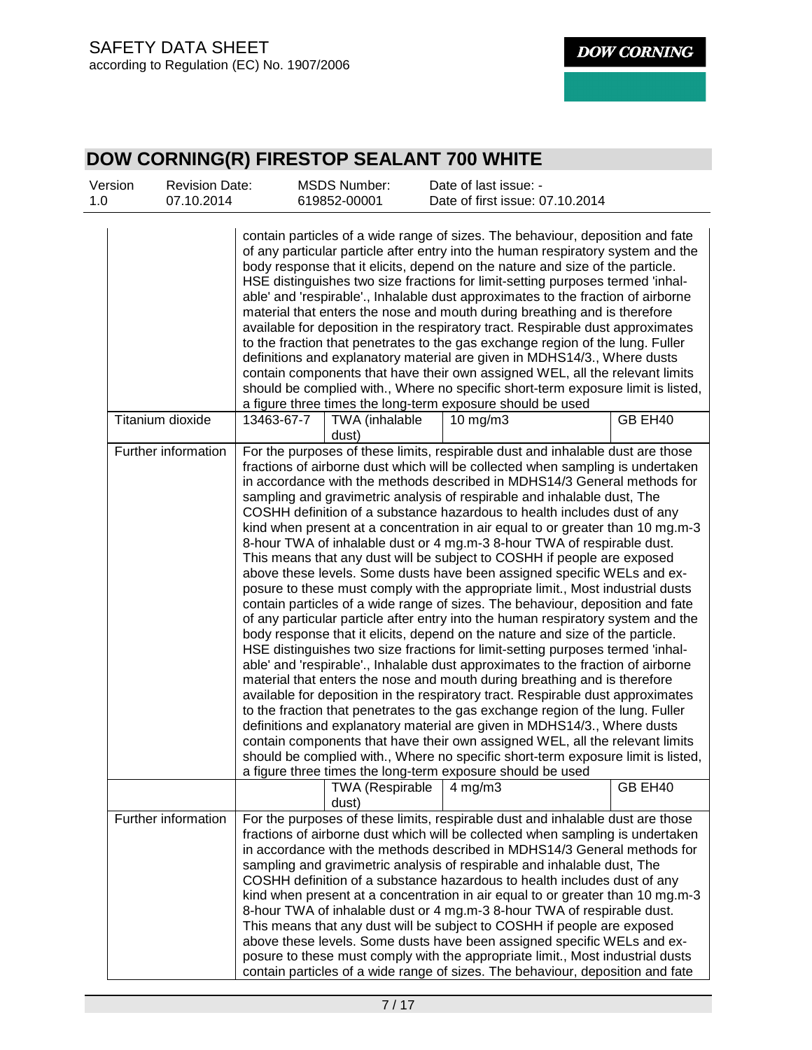| | | | | |
|---|---|---|---|---|
| | contain particles of a wide range of sizes. The behaviour, deposition and fate of any particular particle after entry into the human respiratory system and the body response that it elicits, depend on the nature and size of the particle. HSE distinguishes two size fractions for limit-setting purposes termed 'inhalable' and 'respirable'., Inhalable dust approximates to the fraction of airborne material that enters the nose and mouth during breathing and is therefore available for deposition in the respiratory tract. Respirable dust approximates to the fraction that penetrates to the gas exchange region of the lung. Fuller definitions and explanatory material are given in MDHS14/3., Where dusts contain components that have their own assigned WEL, all the relevant limits should be complied with., Where no specific short-term exposure limit is listed, a figure three times the long-term exposure should be used | | | |
| Titanium dioxide | 13463-67-7 | TWA (inhalable dust) | 10 mg/m3 | GB EH40 |
| Further information | For the purposes of these limits, respirable dust and inhalable dust are those fractions of airborne dust which will be collected when sampling is undertaken in accordance with the methods described in MDHS14/3 General methods for sampling and gravimetric analysis of respirable and inhalable dust, The COSHH definition of a substance hazardous to health includes dust of any kind when present at a concentration in air equal to or greater than 10 mg.m-3 8-hour TWA of inhalable dust or 4 mg.m-3 8-hour TWA of respirable dust. This means that any dust will be subject to COSHH if people are exposed above these levels. Some dusts have been assigned specific WELs and exposure to these must comply with the appropriate limit., Most industrial dusts contain particles of a wide range of sizes. The behaviour, deposition and fate of any particular particle after entry into the human respiratory system and the body response that it elicits, depend on the nature and size of the particle. HSE distinguishes two size fractions for limit-setting purposes termed 'inhalable' and 'respirable'., Inhalable dust approximates to the fraction of airborne material that enters the nose and mouth during breathing and is therefore available for deposition in the respiratory tract. Respirable dust approximates to the fraction that penetrates to the gas exchange region of the lung. Fuller definitions and explanatory material are given in MDHS14/3., Where dusts contain components that have their own assigned WEL, all the relevant limits should be complied with., Where no specific short-term exposure limit is listed, a figure three times the long-term exposure should be used | | | |
| | | TWA (Respirable dust) | 4 mg/m3 | GB EH40 |
| Further information | For the purposes of these limits, respirable dust and inhalable dust are those fractions of airborne dust which will be collected when sampling is undertaken in accordance with the methods described in MDHS14/3 General methods for sampling and gravimetric analysis of respirable and inhalable dust, The COSHH definition of a substance hazardous to health includes dust of any kind when present at a concentration in air equal to or greater than 10 mg.m-3 8-hour TWA of inhalable dust or 4 mg.m-3 8-hour TWA of respirable dust. This means that any dust will be subject to COSHH if people are exposed above these levels. Some dusts have been assigned specific WELs and exposure to these must comply with the appropriate limit., Most industrial dusts contain particles of a wide range of sizes. The behaviour, deposition and fate | | | |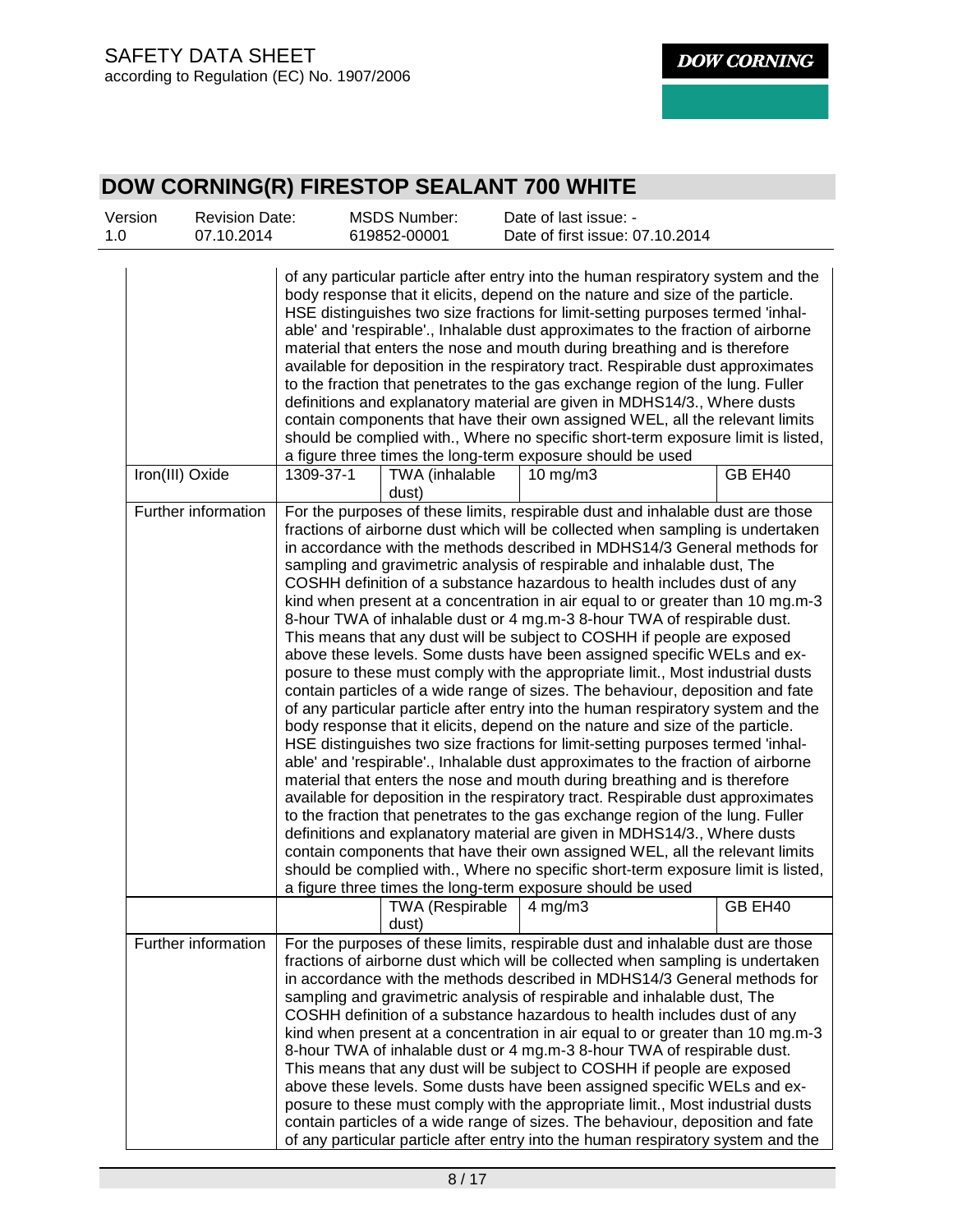| | | | | |
|---|---|---|---|---|
| | of any particular particle after entry into the human respiratory system and the body response that it elicits, depend on the nature and size of the particle. HSE distinguishes two size fractions for limit-setting purposes termed 'inhalable' and 'respirable'., Inhalable dust approximates to the fraction of airborne material that enters the nose and mouth during breathing and is therefore available for deposition in the respiratory tract. Respirable dust approximates to the fraction that penetrates to the gas exchange region of the lung. Fuller definitions and explanatory material are given in MDHS14/3., Where dusts contain components that have their own assigned WEL, all the relevant limits should be complied with., Where no specific short-term exposure limit is listed, a figure three times the long-term exposure should be used | | | |
| Iron(III) Oxide | 1309-37-1 | TWA (inhalable dust) | 10 mg/m3 | GB EH40 |
| Further information | For the purposes of these limits, respirable dust and inhalable dust are those fractions of airborne dust which will be collected when sampling is undertaken in accordance with the methods described in MDHS14/3 General methods for sampling and gravimetric analysis of respirable and inhalable dust, The COSHH definition of a substance hazardous to health includes dust of any kind when present at a concentration in air equal to or greater than 10 mg.m-3 8-hour TWA of inhalable dust or 4 mg.m-3 8-hour TWA of respirable dust. This means that any dust will be subject to COSHH if people are exposed above these levels. Some dusts have been assigned specific WELs and exposure to these must comply with the appropriate limit., Most industrial dusts contain particles of a wide range of sizes. The behaviour, deposition and fate of any particular particle after entry into the human respiratory system and the body response that it elicits, depend on the nature and size of the particle. HSE distinguishes two size fractions for limit-setting purposes termed 'inhalable' and 'respirable'., Inhalable dust approximates to the fraction of airborne material that enters the nose and mouth during breathing and is therefore available for deposition in the respiratory tract. Respirable dust approximates to the fraction that penetrates to the gas exchange region of the lung. Fuller definitions and explanatory material are given in MDHS14/3., Where dusts contain components that have their own assigned WEL, all the relevant limits should be complied with., Where no specific short-term exposure limit is listed, a figure three times the long-term exposure should be used | | | |
| | | TWA (Respirable dust) | 4 mg/m3 | GB EH40 |
| Further information | For the purposes of these limits, respirable dust and inhalable dust are those fractions of airborne dust which will be collected when sampling is undertaken in accordance with the methods described in MDHS14/3 General methods for sampling and gravimetric analysis of respirable and inhalable dust, The COSHH definition of a substance hazardous to health includes dust of any kind when present at a concentration in air equal to or greater than 10 mg.m-3 8-hour TWA of inhalable dust or 4 mg.m-3 8-hour TWA of respirable dust. This means that any dust will be subject to COSHH if people are exposed above these levels. Some dusts have been assigned specific WELs and exposure to these must comply with the appropriate limit., Most industrial dusts contain particles of a wide range of sizes. The behaviour, deposition and fate of any particular particle after entry into the human respiratory system and the | | | |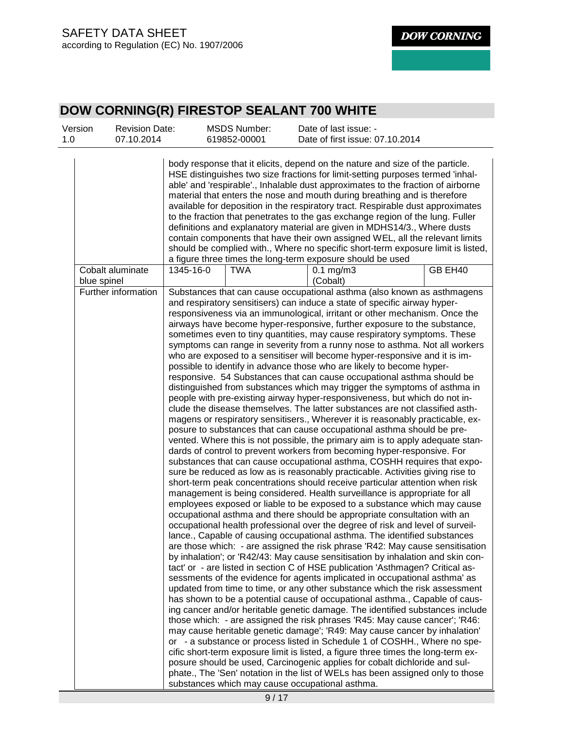# DOW CORNING(R) FIRESTOP SEALANT 700 WHITE

| Version | Revision Date: | MSDS Number: | Date of last issue: - |
|---|---|---|---|
| 1.0 | 07.10.2014 | 619852-00001 | Date of first issue: 07.10.2014 |

| | | | | |
|---|---|---|---|---|
| | body response that it elicits, depend on the nature and size of the particle. HSE distinguishes two size fractions for limit-setting purposes termed 'inhalable' and 'respirable'., Inhalable dust approximates to the fraction of airborne material that enters the nose and mouth during breathing and is therefore available for deposition in the respiratory tract. Respirable dust approximates to the fraction that penetrates to the gas exchange region of the lung. Fuller definitions and explanatory material are given in MDHS14/3., Where dusts contain components that have their own assigned WEL, all the relevant limits should be complied with., Where no specific short-term exposure limit is listed, a figure three times the long-term exposure should be used | | | |
| Cobalt aluminate blue spinel | 1345-16-0 | TWA | 0.1 mg/m3 (Cobalt) | GB EH40 |
| Further information | Substances that can cause occupational asthma (also known as asthmagens and respiratory sensitisers) can induce a state of specific airway hyper-responsiveness via an immunological, irritant or other mechanism. Once the airways have become hyper-responsive, further exposure to the substance, sometimes even to tiny quantities, may cause respiratory symptoms. These symptoms can range in severity from a runny nose to asthma. Not all workers who are exposed to a sensitiser will become hyper-responsive and it is impossible to identify in advance those who are likely to become hyper-responsive. 54 Substances that can cause occupational asthma should be distinguished from substances which may trigger the symptoms of asthma in people with pre-existing airway hyper-responsiveness, but which do not include the disease themselves. The latter substances are not classified asthmagens or respiratory sensitisers., Wherever it is reasonably practicable, exposure to substances that can cause occupational asthma should be prevented. Where this is not possible, the primary aim is to apply adequate standards of control to prevent workers from becoming hyper-responsive. For substances that can cause occupational asthma, COSHH requires that exposure be reduced as low as is reasonably practicable. Activities giving rise to short-term peak concentrations should receive particular attention when risk management is being considered. Health surveillance is appropriate for all employees exposed or liable to be exposed to a substance which may cause occupational asthma and there should be appropriate consultation with an occupational health professional over the degree of risk and level of surveillance., Capable of causing occupational asthma. The identified substances are those which: - are assigned the risk phrase 'R42: May cause sensitisation by inhalation'; or 'R42/43: May cause sensitisation by inhalation and skin contact' or - are listed in section C of HSE publication 'Asthmagen? Critical assessments of the evidence for agents implicated in occupational asthma' as updated from time to time, or any other substance which the risk assessment has shown to be a potential cause of occupational asthma., Capable of causing cancer and/or heritable genetic damage. The identified substances include those which: - are assigned the risk phrases 'R45: May cause cancer'; 'R46: may cause heritable genetic damage'; 'R49: May cause cancer by inhalation' or - a substance or process listed in Schedule 1 of COSHH., Where no specific short-term exposure limit is listed, a figure three times the long-term exposure should be used, Carcinogenic applies for cobalt dichloride and sulphate., The 'Sen' notation in the list of WELs has been assigned only to those substances which may cause occupational asthma. | | | |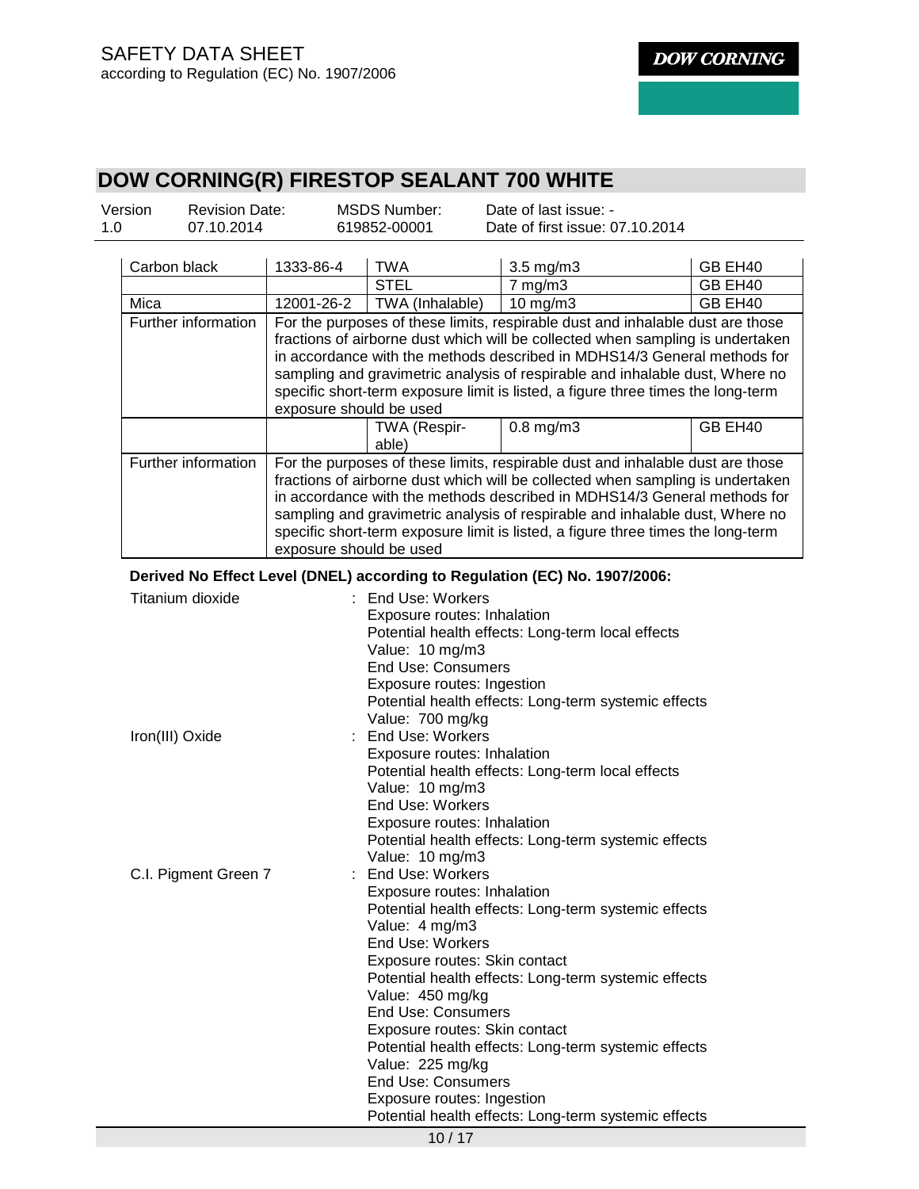# DOW CORNING(R) FIRESTOP SEALANT 700 WHITE

| Version | Revision Date: | MSDS Number: | Date of last issue: - |
|---|---|---|---|
| 1.0 | 07.10.2014 | 619852-00001 | Date of first issue: 07.10.2014 |

| | | | | |
|---|---|---|---|---|
| Carbon black | 1333-86-4 | TWA | 3.5 mg/m3 | GB EH40 |
| | | STEL | 7 mg/m3 | GB EH40 |
| Mica | 12001-26-2 | TWA (Inhalable) | 10 mg/m3 | GB EH40 |
| Further information | For the purposes of these limits, respirable dust and inhalable dust are those fractions of airborne dust which will be collected when sampling is undertaken in accordance with the methods described in MDHS14/3 General methods for sampling and gravimetric analysis of respirable and inhalable dust, Where no specific short-term exposure limit is listed, a figure three times the long-term exposure should be used | | | |
| | | TWA (Respirable) | 0.8 mg/m3 | GB EH40 |
| Further information | For the purposes of these limits, respirable dust and inhalable dust are those fractions of airborne dust which will be collected when sampling is undertaken in accordance with the methods described in MDHS14/3 General methods for sampling and gravimetric analysis of respirable and inhalable dust, Where no specific short-term exposure limit is listed, a figure three times the long-term exposure should be used | | | |

**Derived No Effect Level (DNEL) according to Regulation (EC) No. 1907/2006:**

Titanium dioxide : End Use: Workers
Exposure routes: Inhalation
Potential health effects: Long-term local effects
Value: 10 mg/m3
End Use: Consumers
Exposure routes: Ingestion
Potential health effects: Long-term systemic effects
Value: 700 mg/kg

Iron(III) Oxide : End Use: Workers
Exposure routes: Inhalation
Potential health effects: Long-term local effects
Value: 10 mg/m3
End Use: Workers
Exposure routes: Inhalation
Potential health effects: Long-term systemic effects
Value: 10 mg/m3

C.I. Pigment Green 7 : End Use: Workers
Exposure routes: Inhalation
Potential health effects: Long-term systemic effects
Value: 4 mg/m3
End Use: Workers
Exposure routes: Skin contact
Potential health effects: Long-term systemic effects
Value: 450 mg/kg
End Use: Consumers
Exposure routes: Skin contact
Potential health effects: Long-term systemic effects
Value: 225 mg/kg
End Use: Consumers
Exposure routes: Ingestion
Potential health effects: Long-term systemic effects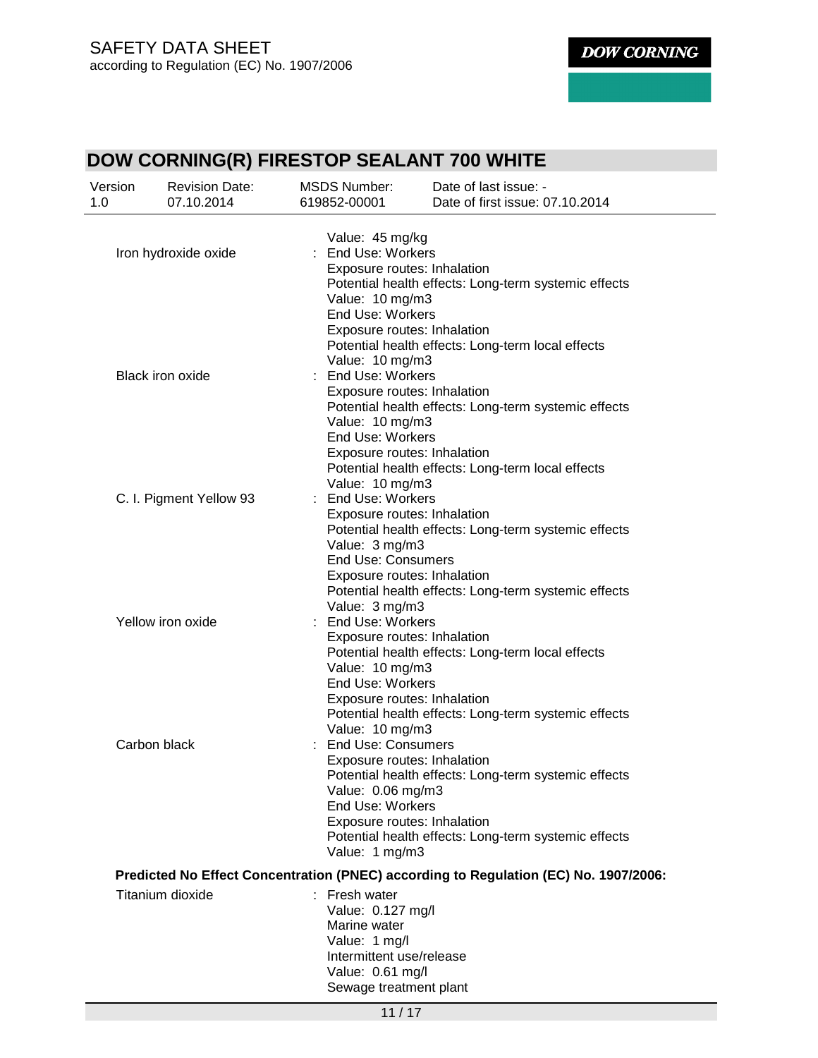| | |
|---|---|
| | Value: 45 mg/kg |
| Iron hydroxide oxide | : End Use: Workers<br>Exposure routes: Inhalation<br>Potential health effects: Long-term systemic effects<br>Value: 10 mg/m3<br>End Use: Workers<br>Exposure routes: Inhalation<br>Potential health effects: Long-term local effects<br>Value: 10 mg/m3 |
| Black iron oxide | : End Use: Workers<br>Exposure routes: Inhalation<br>Potential health effects: Long-term systemic effects<br>Value: 10 mg/m3<br>End Use: Workers<br>Exposure routes: Inhalation<br>Potential health effects: Long-term local effects<br>Value: 10 mg/m3 |
| C. I. Pigment Yellow 93 | : End Use: Workers<br>Exposure routes: Inhalation<br>Potential health effects: Long-term systemic effects<br>Value: 3 mg/m3<br>End Use: Consumers<br>Exposure routes: Inhalation<br>Potential health effects: Long-term systemic effects<br>Value: 3 mg/m3 |
| Yellow iron oxide | : End Use: Workers<br>Exposure routes: Inhalation<br>Potential health effects: Long-term local effects<br>Value: 10 mg/m3<br>End Use: Workers<br>Exposure routes: Inhalation<br>Potential health effects: Long-term systemic effects<br>Value: 10 mg/m3 |
| Carbon black | : End Use: Consumers<br>Exposure routes: Inhalation<br>Potential health effects: Long-term systemic effects<br>Value: 0.06 mg/m3<br>End Use: Workers<br>Exposure routes: Inhalation<br>Potential health effects: Long-term systemic effects<br>Value: 1 mg/m3 |

**Predicted No Effect Concentration (PNEC) according to Regulation (EC) No. 1907/2006:**

| | |
|---|---|
| Titanium dioxide | : Fresh water<br>Value: 0.127 mg/l<br>Marine water<br>Value: 1 mg/l<br>Intermittent use/release<br>Value: 0.61 mg/l<br>Sewage treatment plant |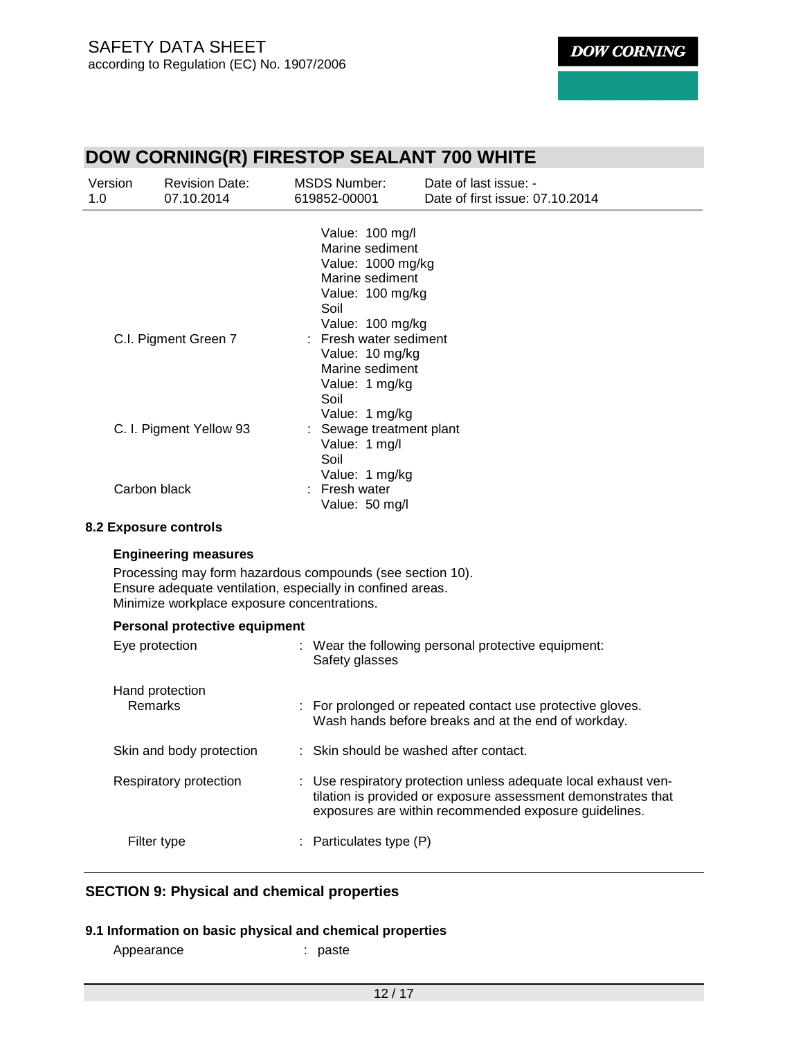| | |
|---|---|
| | Value: 100 mg/l<br>Marine sediment<br>Value: 1000 mg/kg<br>Marine sediment<br>Value: 100 mg/kg<br>Soil<br>Value: 100 mg/kg |
| C.I. Pigment Green 7 | : Fresh water sediment<br>Value: 10 mg/kg<br>Marine sediment<br>Value: 1 mg/kg<br>Soil<br>Value: 1 mg/kg |
| C. I. Pigment Yellow 93 | : Sewage treatment plant<br>Value: 1 mg/l<br>Soil<br>Value: 1 mg/kg |
| Carbon black | : Fresh water<br>Value: 50 mg/l |

### 8.2 Exposure controls

**Engineering measures**

Processing may form hazardous compounds (see section 10).
Ensure adequate ventilation, especially in confined areas.
Minimize workplace exposure concentrations.

**Personal protective equipment**

| | |
|---|---|
| Eye protection | : Wear the following personal protective equipment:<br>Safety glasses |
| Hand protection<br>Remarks | : For prolonged or repeated contact use protective gloves.<br>Wash hands before breaks and at the end of workday. |
| Skin and body protection | : Skin should be washed after contact. |
| Respiratory protection | : Use respiratory protection unless adequate local exhaust ventilation is provided or exposure assessment demonstrates that exposures are within recommended exposure guidelines. |
| Filter type | : Particulates type (P) |

## SECTION 9: Physical and chemical properties

### 9.1 Information on basic physical and chemical properties

| | |
|---|---|
| Appearance | : paste |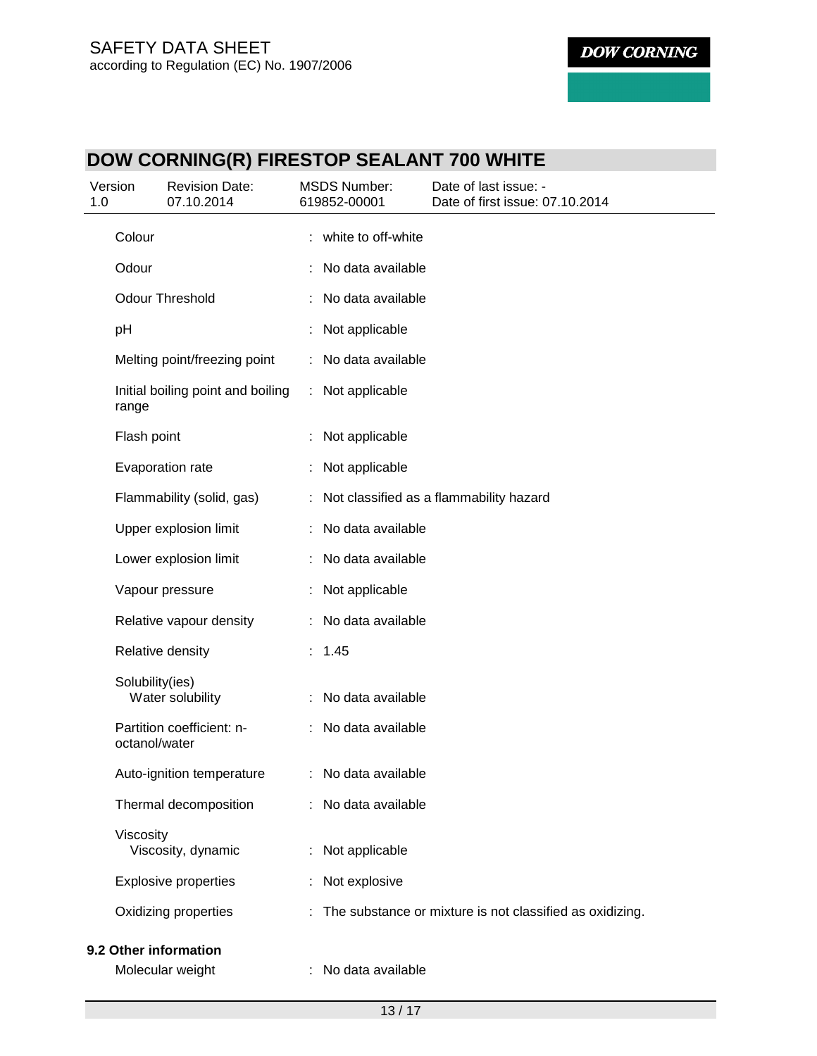| Property | | Value |
|---|---|---|
| Colour | : | white to off-white |
| Odour | : | No data available |
| Odour Threshold | : | No data available |
| pH | : | Not applicable |
| Melting point/freezing point | : | No data available |
| Initial boiling point and boiling range | : | Not applicable |
| Flash point | : | Not applicable |
| Evaporation rate | : | Not applicable |
| Flammability (solid, gas) | : | Not classified as a flammability hazard |
| Upper explosion limit | : | No data available |
| Lower explosion limit | : | No data available |
| Vapour pressure | : | Not applicable |
| Relative vapour density | : | No data available |
| Relative density | : | 1.45 |
| Solubility(ies) | | |
| Water solubility | : | No data available |
| Partition coefficient: n-octanol/water | : | No data available |
| Auto-ignition temperature | : | No data available |
| Thermal decomposition | : | No data available |
| Viscosity | | |
| Viscosity, dynamic | : | Not applicable |
| Explosive properties | : | Not explosive |
| Oxidizing properties | : | The substance or mixture is not classified as oxidizing. |

**9.2 Other information**

| Property | | Value |
|---|---|---|
| Molecular weight | : | No data available |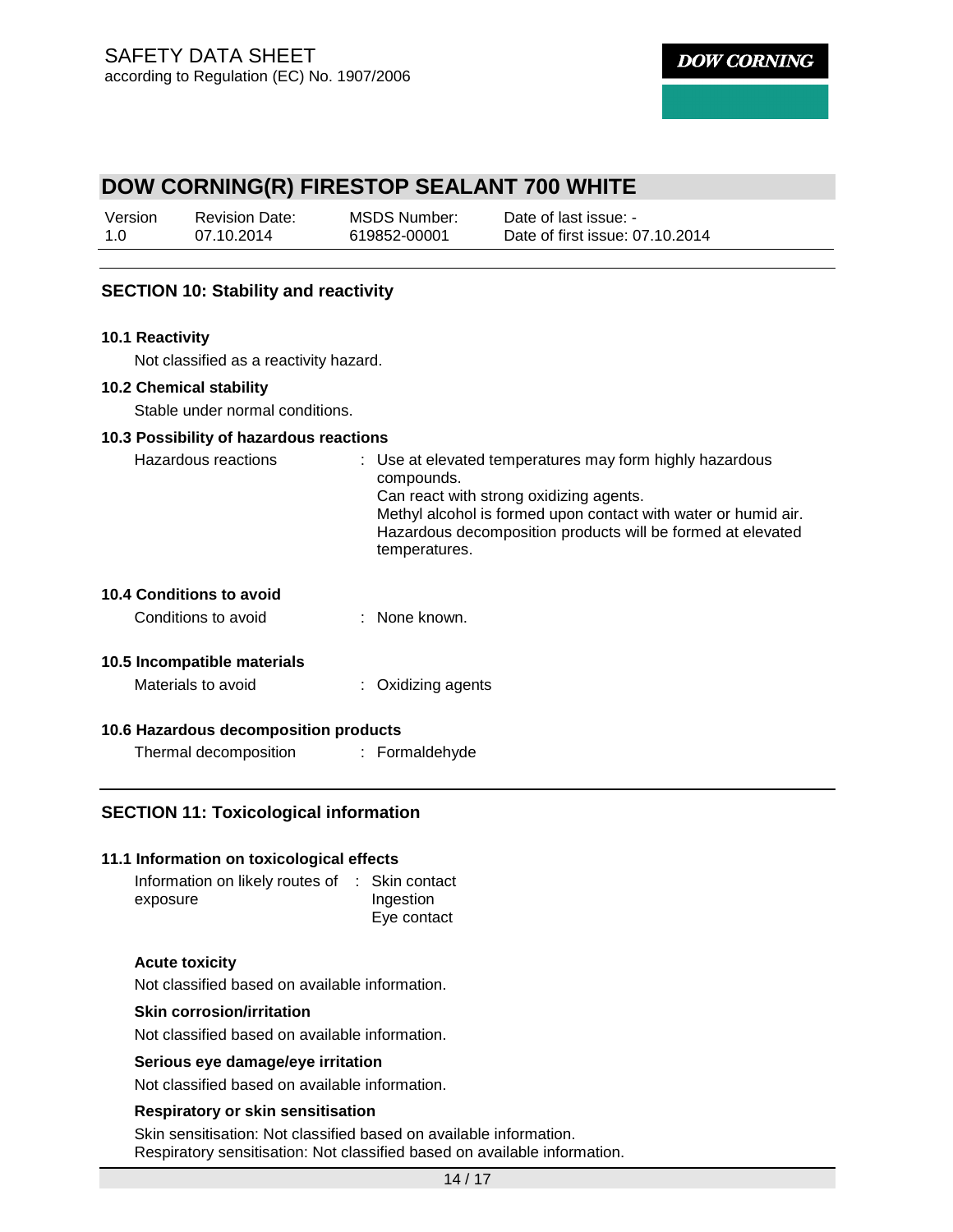## SECTION 10: Stability and reactivity

### 10.1 Reactivity

Not classified as a reactivity hazard.

### 10.2 Chemical stability

Stable under normal conditions.

### 10.3 Possibility of hazardous reactions

Hazardous reactions : Use at elevated temperatures may form highly hazardous compounds.
Can react with strong oxidizing agents.
Methyl alcohol is formed upon contact with water or humid air.
Hazardous decomposition products will be formed at elevated temperatures.

### 10.4 Conditions to avoid

Conditions to avoid : None known.

### 10.5 Incompatible materials

Materials to avoid : Oxidizing agents

### 10.6 Hazardous decomposition products

Thermal decomposition : Formaldehyde

## SECTION 11: Toxicological information

### 11.1 Information on toxicological effects

Information on likely routes of exposure : Skin contact
Ingestion
Eye contact

**Acute toxicity**

Not classified based on available information.

**Skin corrosion/irritation**

Not classified based on available information.

**Serious eye damage/eye irritation**

Not classified based on available information.

**Respiratory or skin sensitisation**

Skin sensitisation: Not classified based on available information.
Respiratory sensitisation: Not classified based on available information.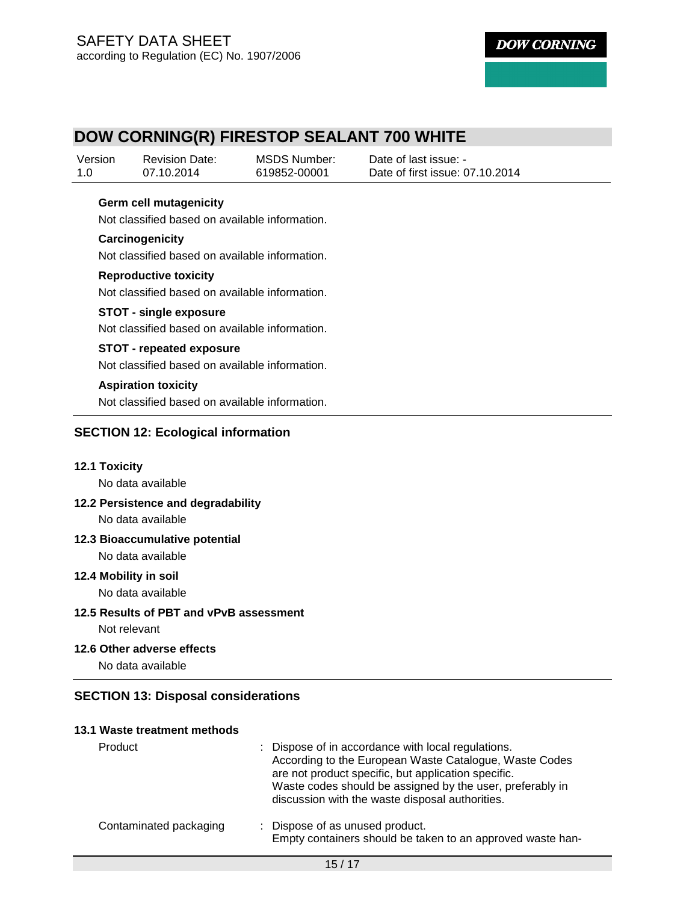**Germ cell mutagenicity**

Not classified based on available information.

**Carcinogenicity**

Not classified based on available information.

**Reproductive toxicity**

Not classified based on available information.

**STOT - single exposure**

Not classified based on available information.

**STOT - repeated exposure**

Not classified based on available information.

**Aspiration toxicity**

Not classified based on available information.

## SECTION 12: Ecological information

### 12.1 Toxicity

No data available

### 12.2 Persistence and degradability

No data available

### 12.3 Bioaccumulative potential

No data available

### 12.4 Mobility in soil

No data available

### 12.5 Results of PBT and vPvB assessment

Not relevant

### 12.6 Other adverse effects

No data available

## SECTION 13: Disposal considerations

### 13.1 Waste treatment methods

| | |
|---|---|
| Product | : Dispose of in accordance with local regulations. According to the European Waste Catalogue, Waste Codes are not product specific, but application specific. Waste codes should be assigned by the user, preferably in discussion with the waste disposal authorities. |
| Contaminated packaging | : Dispose of as unused product. Empty containers should be taken to an approved waste han- |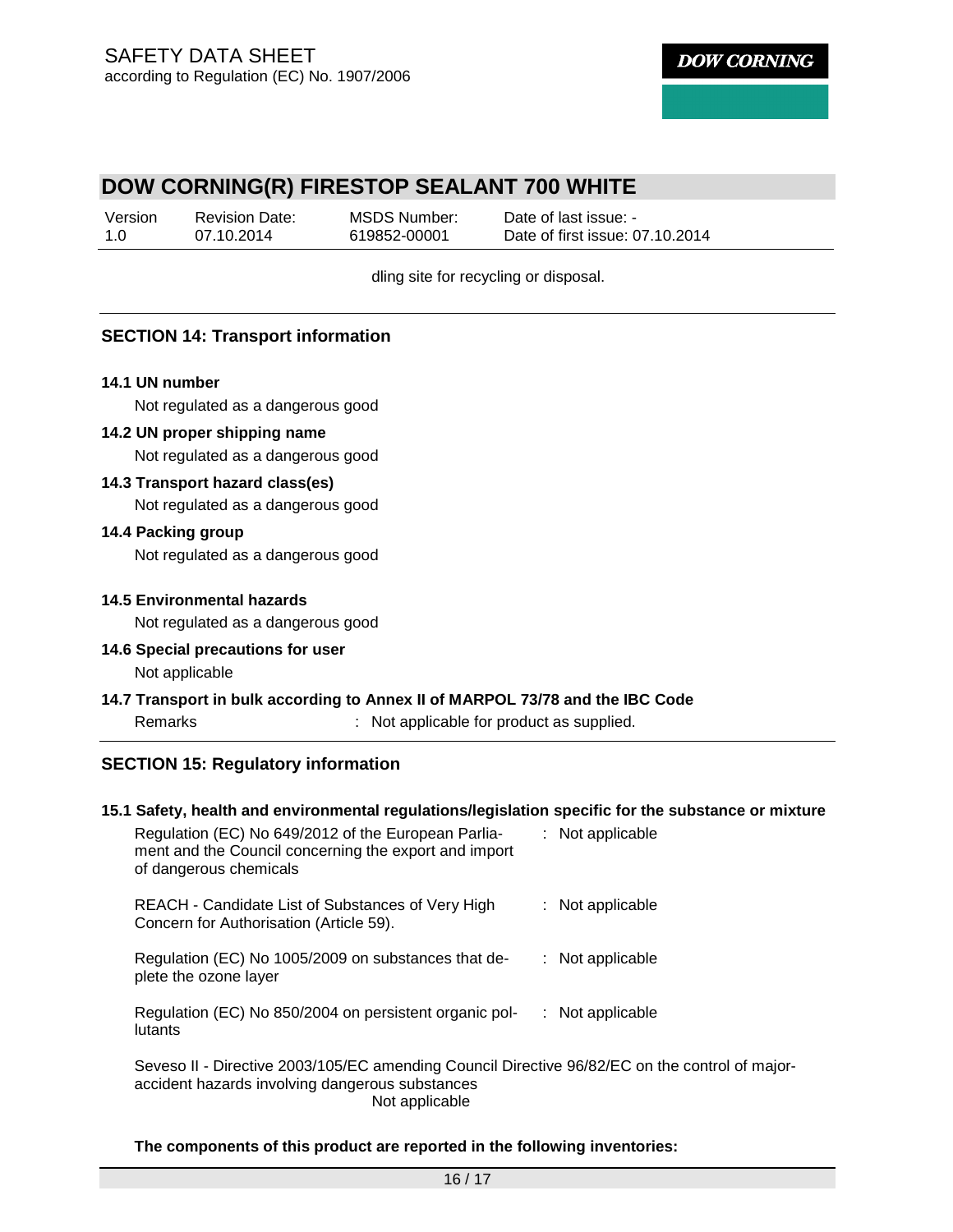dling site for recycling or disposal.

## SECTION 14: Transport information

**14.1 UN number**

Not regulated as a dangerous good

**14.2 UN proper shipping name**

Not regulated as a dangerous good

**14.3 Transport hazard class(es)**

Not regulated as a dangerous good

**14.4 Packing group**

Not regulated as a dangerous good

**14.5 Environmental hazards**

Not regulated as a dangerous good

**14.6 Special precautions for user**

Not applicable

**14.7 Transport in bulk according to Annex II of MARPOL 73/78 and the IBC Code**

Remarks : Not applicable for product as supplied.

## SECTION 15: Regulatory information

**15.1 Safety, health and environmental regulations/legislation specific for the substance or mixture**

| | |
|---|---|
| Regulation (EC) No 649/2012 of the European Parliament and the Council concerning the export and import of dangerous chemicals | : Not applicable |
| REACH - Candidate List of Substances of Very High Concern for Authorisation (Article 59). | : Not applicable |
| Regulation (EC) No 1005/2009 on substances that deplete the ozone layer | : Not applicable |
| Regulation (EC) No 850/2004 on persistent organic pollutants | : Not applicable |

Seveso II - Directive 2003/105/EC amending Council Directive 96/82/EC on the control of major-accident hazards involving dangerous substances
Not applicable

**The components of this product are reported in the following inventories:**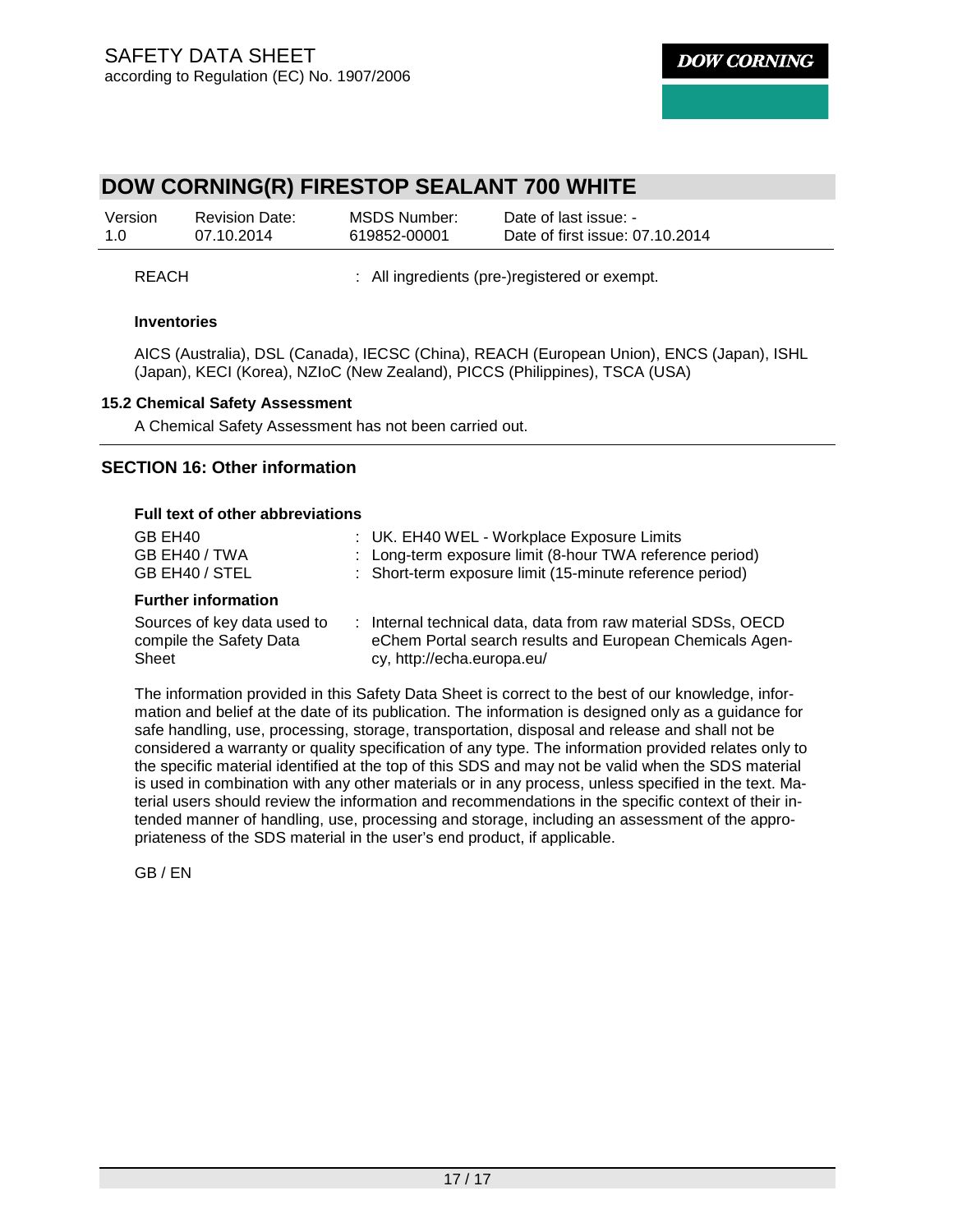# DOW CORNING(R) FIRESTOP SEALANT 700 WHITE

| Version | Revision Date: | MSDS Number: | Date of last issue: - |
|---|---|---|---|
| 1.0 | 07.10.2014 | 619852-00001 | Date of first issue: 07.10.2014 |

REACH : All ingredients (pre-)registered or exempt.

**Inventories**

AICS (Australia), DSL (Canada), IECSC (China), REACH (European Union), ENCS (Japan), ISHL (Japan), KECI (Korea), NZIoC (New Zealand), PICCS (Philippines), TSCA (USA)

**15.2 Chemical Safety Assessment**

A Chemical Safety Assessment has not been carried out.

## SECTION 16: Other information

**Full text of other abbreviations**

GB EH40 : UK. EH40 WEL - Workplace Exposure Limits
GB EH40 / TWA : Long-term exposure limit (8-hour TWA reference period)
GB EH40 / STEL : Short-term exposure limit (15-minute reference period)

**Further information**

Sources of key data used to compile the Safety Data Sheet : Internal technical data, data from raw material SDSs, OECD eChem Portal search results and European Chemicals Agency, http://echa.europa.eu/

The information provided in this Safety Data Sheet is correct to the best of our knowledge, information and belief at the date of its publication. The information is designed only as a guidance for safe handling, use, processing, storage, transportation, disposal and release and shall not be considered a warranty or quality specification of any type. The information provided relates only to the specific material identified at the top of this SDS and may not be valid when the SDS material is used in combination with any other materials or in any process, unless specified in the text. Material users should review the information and recommendations in the specific context of their intended manner of handling, use, processing and storage, including an assessment of the appropriateness of the SDS material in the user's end product, if applicable.

GB / EN